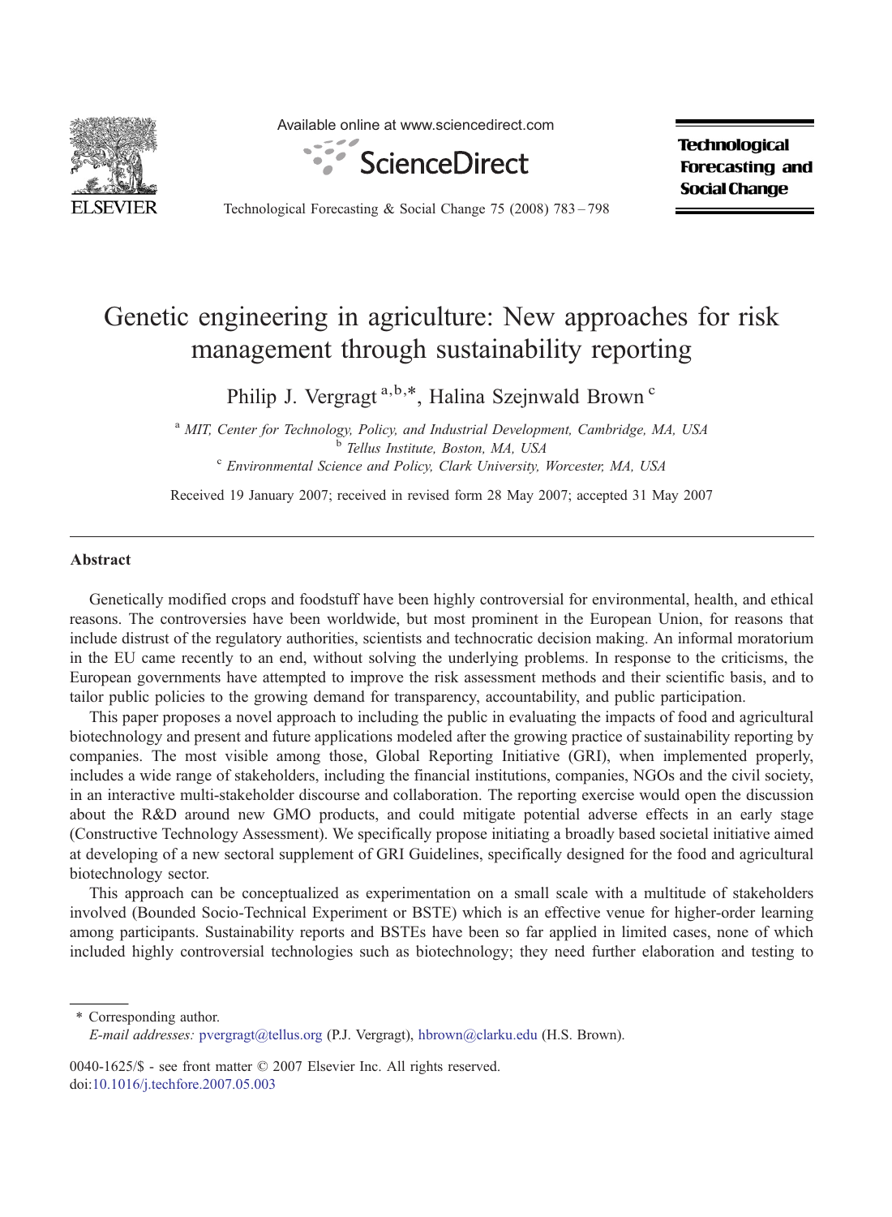# Genetic engineering in agriculture: New approaches for risk management through sustainability reporting

Philip J. Vergragt [a,b,*], Halina Szejnwald Brown [c]

[a] *MIT, Center for Technology, Policy, and Industrial Development, Cambridge, MA, USA*
[b] *Tellus Institute, Boston, MA, USA*
[c] *Environmental Science and Policy, Clark University, Worcester, MA, USA*

Received 19 January 2007; received in revised form 28 May 2007; accepted 31 May 2007

## Abstract

Genetically modified crops and foodstuff have been highly controversial for environmental, health, and ethical reasons. The controversies have been worldwide, but most prominent in the European Union, for reasons that include distrust of the regulatory authorities, scientists and technocratic decision making. An informal moratorium in the EU came recently to an end, without solving the underlying problems. In response to the criticisms, the European governments have attempted to improve the risk assessment methods and their scientific basis, and to tailor public policies to the growing demand for transparency, accountability, and public participation.

This paper proposes a novel approach to including the public in evaluating the impacts of food and agricultural biotechnology and present and future applications modeled after the growing practice of sustainability reporting by companies. The most visible among those, Global Reporting Initiative (GRI), when implemented properly, includes a wide range of stakeholders, including the financial institutions, companies, NGOs and the civil society, in an interactive multi-stakeholder discourse and collaboration. The reporting exercise would open the discussion about the R&D around new GMO products, and could mitigate potential adverse effects in an early stage (Constructive Technology Assessment). We specifically propose initiating a broadly based societal initiative aimed at developing of a new sectoral supplement of GRI Guidelines, specifically designed for the food and agricultural biotechnology sector.

This approach can be conceptualized as experimentation on a small scale with a multitude of stakeholders involved (Bounded Socio-Technical Experiment or BSTE) which is an effective venue for higher-order learning among participants. Sustainability reports and BSTEs have been so far applied in limited cases, none of which included highly controversial technologies such as biotechnology; they need further elaboration and testing to

---

\* Corresponding author.
*E-mail addresses:* pvergragt@tellus.org (P.J. Vergragt), hbrown@clarku.edu (H.S. Brown).

0040-1625/$ - see front matter © 2007 Elsevier Inc. All rights reserved.
doi:10.1016/j.techfore.2007.05.003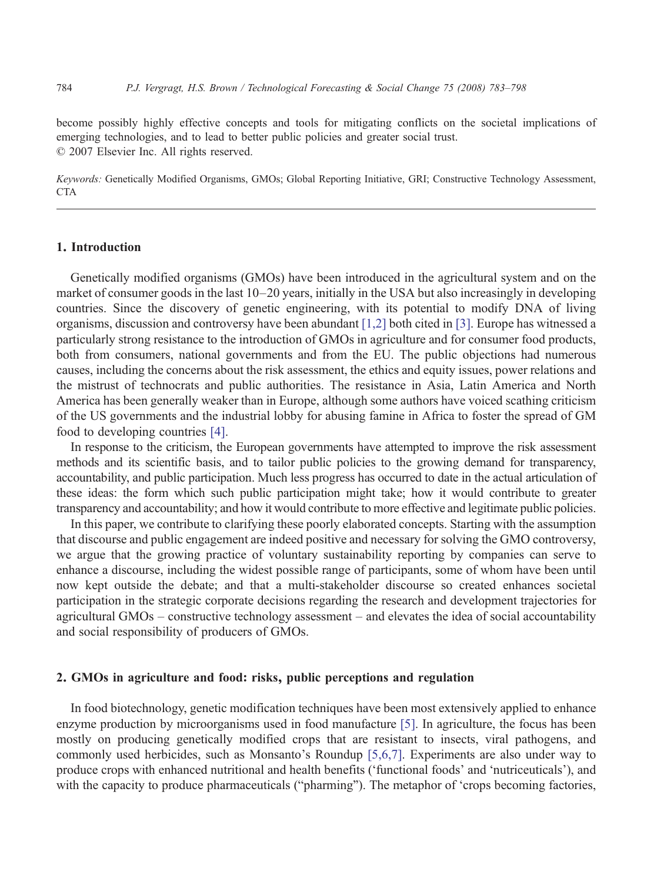become possibly highly effective concepts and tools for mitigating conflicts on the societal implications of emerging technologies, and to lead to better public policies and greater social trust.
© 2007 Elsevier Inc. All rights reserved.

*Keywords:* Genetically Modified Organisms, GMOs; Global Reporting Initiative, GRI; Constructive Technology Assessment, CTA

## 1. Introduction

Genetically modified organisms (GMOs) have been introduced in the agricultural system and on the market of consumer goods in the last 10–20 years, initially in the USA but also increasingly in developing countries. Since the discovery of genetic engineering, with its potential to modify DNA of living organisms, discussion and controversy have been abundant [1,2] both cited in [3]. Europe has witnessed a particularly strong resistance to the introduction of GMOs in agriculture and for consumer food products, both from consumers, national governments and from the EU. The public objections had numerous causes, including the concerns about the risk assessment, the ethics and equity issues, power relations and the mistrust of technocrats and public authorities. The resistance in Asia, Latin America and North America has been generally weaker than in Europe, although some authors have voiced scathing criticism of the US governments and the industrial lobby for abusing famine in Africa to foster the spread of GM food to developing countries [4].

In response to the criticism, the European governments have attempted to improve the risk assessment methods and its scientific basis, and to tailor public policies to the growing demand for transparency, accountability, and public participation. Much less progress has occurred to date in the actual articulation of these ideas: the form which such public participation might take; how it would contribute to greater transparency and accountability; and how it would contribute to more effective and legitimate public policies.

In this paper, we contribute to clarifying these poorly elaborated concepts. Starting with the assumption that discourse and public engagement are indeed positive and necessary for solving the GMO controversy, we argue that the growing practice of voluntary sustainability reporting by companies can serve to enhance a discourse, including the widest possible range of participants, some of whom have been until now kept outside the debate; and that a multi-stakeholder discourse so created enhances societal participation in the strategic corporate decisions regarding the research and development trajectories for agricultural GMOs – constructive technology assessment – and elevates the idea of social accountability and social responsibility of producers of GMOs.

## 2. GMOs in agriculture and food: risks, public perceptions and regulation

In food biotechnology, genetic modification techniques have been most extensively applied to enhance enzyme production by microorganisms used in food manufacture [5]. In agriculture, the focus has been mostly on producing genetically modified crops that are resistant to insects, viral pathogens, and commonly used herbicides, such as Monsanto's Roundup [5,6,7]. Experiments are also under way to produce crops with enhanced nutritional and health benefits ('functional foods' and 'nutriceuticals'), and with the capacity to produce pharmaceuticals ("pharming"). The metaphor of 'crops becoming factories,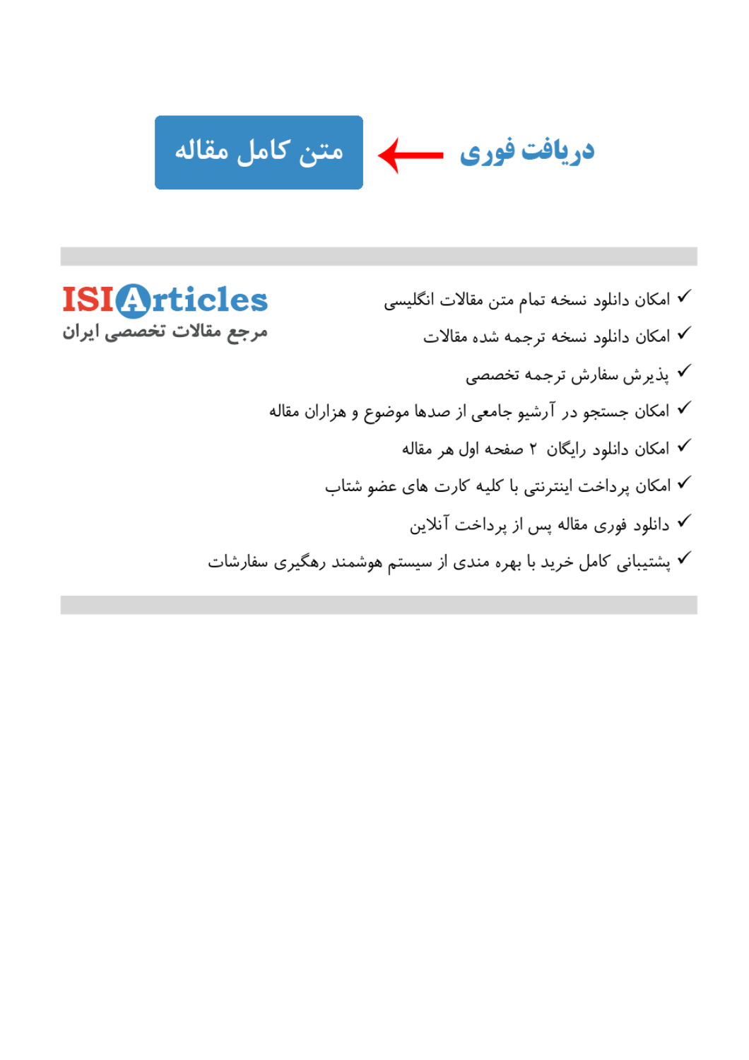دریافت فوری ← متن کامل مقاله

**ISIArticles**
مرجع مقالات تخصصی ایران

- ✓ امکان دانلود نسخه تمام متن مقالات انگلیسی
- ✓ امکان دانلود نسخه ترجمه شده مقالات
- ✓ پذیرش سفارش ترجمه تخصصی
- ✓ امکان جستجو در آرشیو جامعی از صدها موضوع و هزاران مقاله
- ✓ امکان دانلود رایگان ۲ صفحه اول هر مقاله
- ✓ امکان پرداخت اینترنتی با کلیه کارت های عضو شتاب
- ✓ دانلود فوری مقاله پس از پرداخت آنلاین
- ✓ پشتیبانی کامل خرید با بهره مندی از سیستم هوشمند رهگیری سفارشات